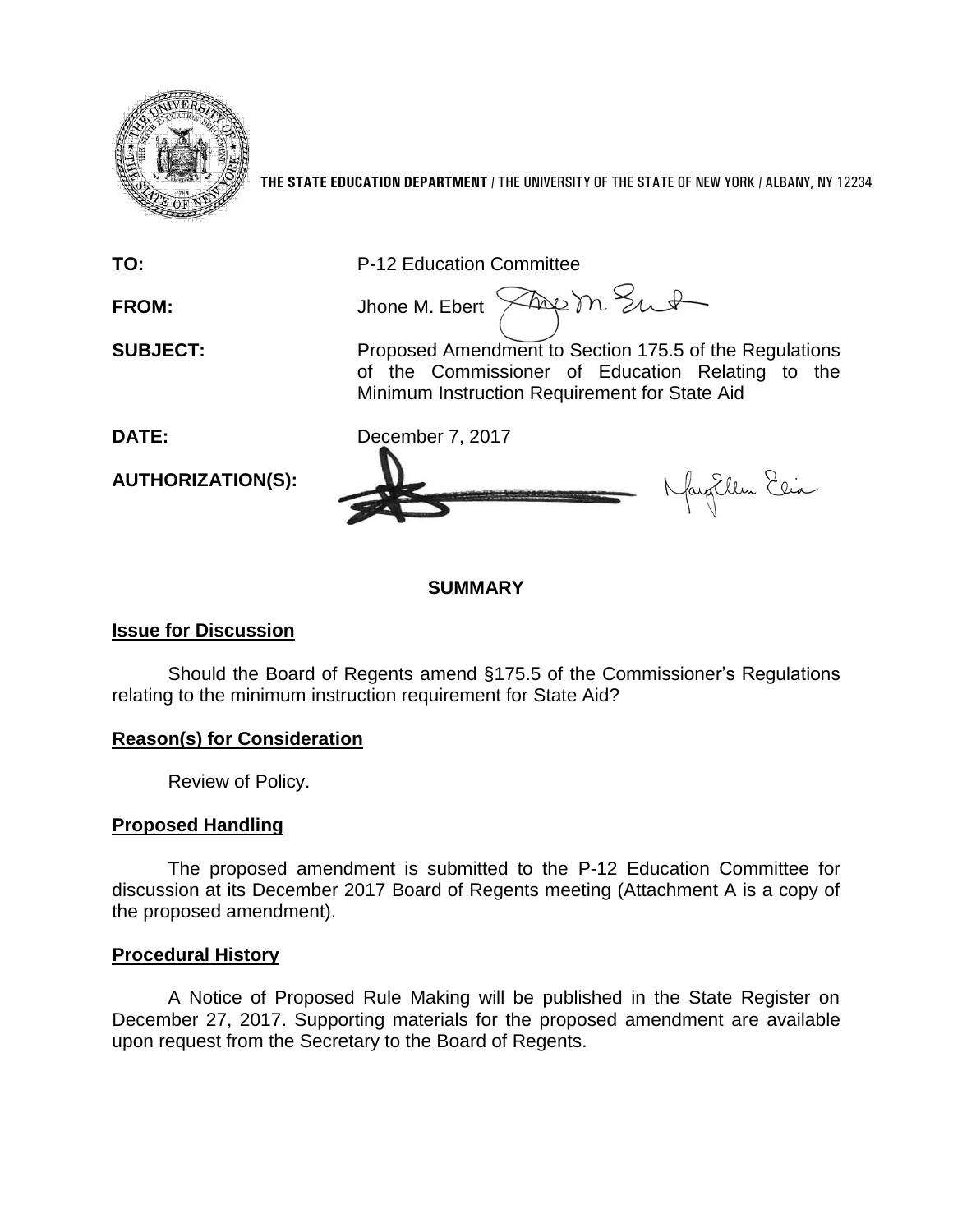**THE STATE EDUCATION DEPARTMENT** / THE UNIVERSITY OF THE STATE OF NEW YORK / ALBANY, NY 12234

| | |
|---|---|
| **TO:** | P-12 Education Committee |
| **FROM:** | Jhone M. Ebert |
| **SUBJECT:** | Proposed Amendment to Section 175.5 of the Regulations of the Commissioner of Education Relating to the Minimum Instruction Requirement for State Aid |
| **DATE:** | December 7, 2017 |
| **AUTHORIZATION(S):** | |

## SUMMARY

### Issue for Discussion

Should the Board of Regents amend §175.5 of the Commissioner's Regulations relating to the minimum instruction requirement for State Aid?

### Reason(s) for Consideration

Review of Policy.

### Proposed Handling

The proposed amendment is submitted to the P-12 Education Committee for discussion at its December 2017 Board of Regents meeting (Attachment A is a copy of the proposed amendment).

### Procedural History

A Notice of Proposed Rule Making will be published in the State Register on December 27, 2017. Supporting materials for the proposed amendment are available upon request from the Secretary to the Board of Regents.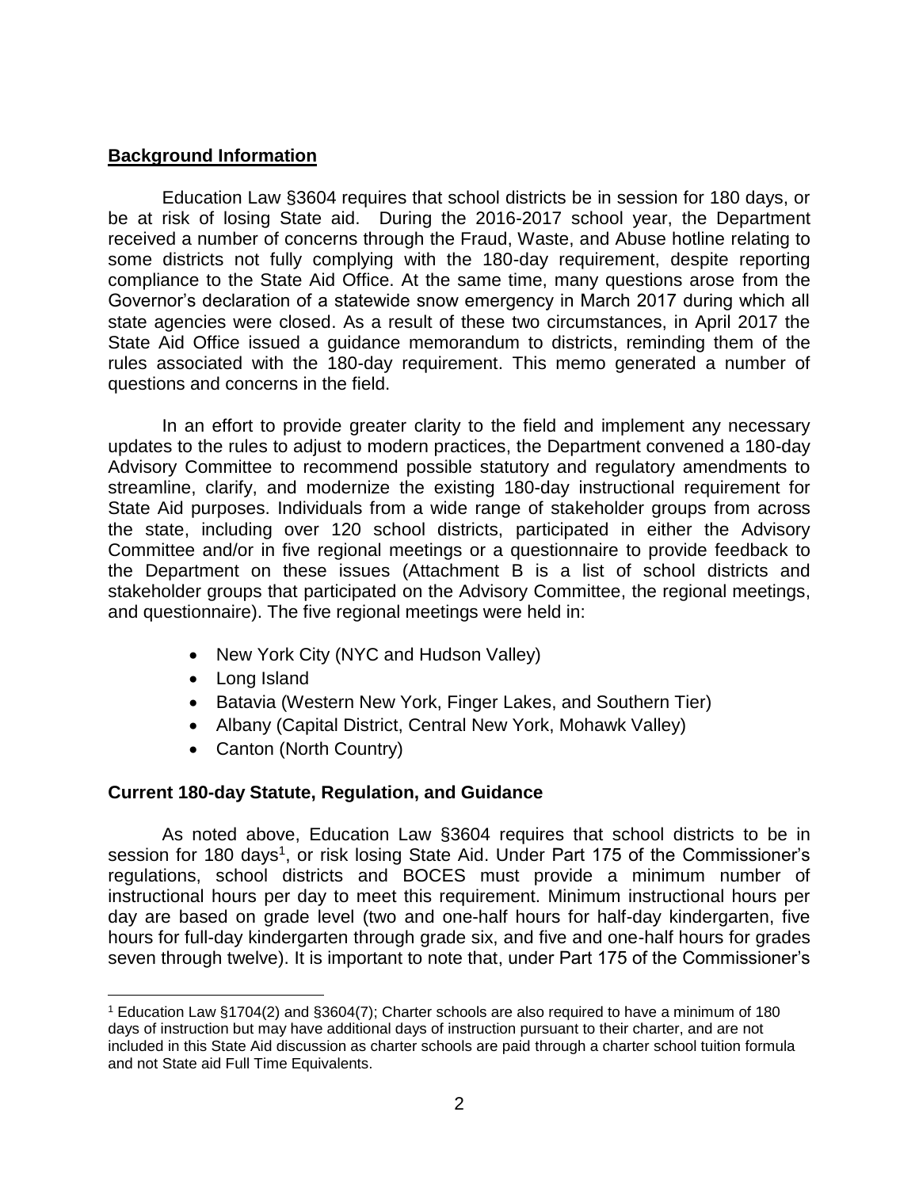## Background Information

Education Law §3604 requires that school districts be in session for 180 days, or be at risk of losing State aid. During the 2016-2017 school year, the Department received a number of concerns through the Fraud, Waste, and Abuse hotline relating to some districts not fully complying with the 180-day requirement, despite reporting compliance to the State Aid Office. At the same time, many questions arose from the Governor's declaration of a statewide snow emergency in March 2017 during which all state agencies were closed. As a result of these two circumstances, in April 2017 the State Aid Office issued a guidance memorandum to districts, reminding them of the rules associated with the 180-day requirement. This memo generated a number of questions and concerns in the field.

In an effort to provide greater clarity to the field and implement any necessary updates to the rules to adjust to modern practices, the Department convened a 180-day Advisory Committee to recommend possible statutory and regulatory amendments to streamline, clarify, and modernize the existing 180-day instructional requirement for State Aid purposes. Individuals from a wide range of stakeholder groups from across the state, including over 120 school districts, participated in either the Advisory Committee and/or in five regional meetings or a questionnaire to provide feedback to the Department on these issues (Attachment B is a list of school districts and stakeholder groups that participated on the Advisory Committee, the regional meetings, and questionnaire). The five regional meetings were held in:

- New York City (NYC and Hudson Valley)
- Long Island
- Batavia (Western New York, Finger Lakes, and Southern Tier)
- Albany (Capital District, Central New York, Mohawk Valley)
- Canton (North Country)

### Current 180-day Statute, Regulation, and Guidance

As noted above, Education Law §3604 requires that school districts to be in session for 180 days[1], or risk losing State Aid. Under Part 175 of the Commissioner's regulations, school districts and BOCES must provide a minimum number of instructional hours per day to meet this requirement. Minimum instructional hours per day are based on grade level (two and one-half hours for half-day kindergarten, five hours for full-day kindergarten through grade six, and five and one-half hours for grades seven through twelve). It is important to note that, under Part 175 of the Commissioner's

[1] Education Law §1704(2) and §3604(7); Charter schools are also required to have a minimum of 180 days of instruction but may have additional days of instruction pursuant to their charter, and are not included in this State Aid discussion as charter schools are paid through a charter school tuition formula and not State aid Full Time Equivalents.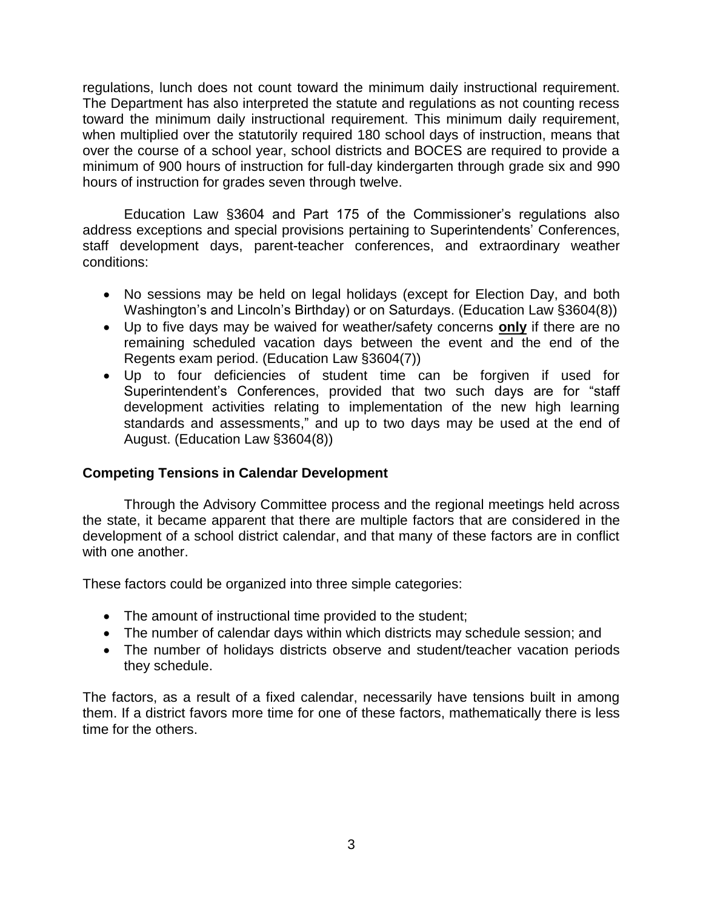regulations, lunch does not count toward the minimum daily instructional requirement. The Department has also interpreted the statute and regulations as not counting recess toward the minimum daily instructional requirement. This minimum daily requirement, when multiplied over the statutorily required 180 school days of instruction, means that over the course of a school year, school districts and BOCES are required to provide a minimum of 900 hours of instruction for full-day kindergarten through grade six and 990 hours of instruction for grades seven through twelve.

Education Law §3604 and Part 175 of the Commissioner's regulations also address exceptions and special provisions pertaining to Superintendents' Conferences, staff development days, parent-teacher conferences, and extraordinary weather conditions:

- No sessions may be held on legal holidays (except for Election Day, and both Washington's and Lincoln's Birthday) or on Saturdays. (Education Law §3604(8))
- Up to five days may be waived for weather/safety concerns **only** if there are no remaining scheduled vacation days between the event and the end of the Regents exam period. (Education Law §3604(7))
- Up to four deficiencies of student time can be forgiven if used for Superintendent's Conferences, provided that two such days are for "staff development activities relating to implementation of the new high learning standards and assessments," and up to two days may be used at the end of August. (Education Law §3604(8))

**Competing Tensions in Calendar Development**

Through the Advisory Committee process and the regional meetings held across the state, it became apparent that there are multiple factors that are considered in the development of a school district calendar, and that many of these factors are in conflict with one another.

These factors could be organized into three simple categories:

- The amount of instructional time provided to the student;
- The number of calendar days within which districts may schedule session; and
- The number of holidays districts observe and student/teacher vacation periods they schedule.

The factors, as a result of a fixed calendar, necessarily have tensions built in among them. If a district favors more time for one of these factors, mathematically there is less time for the others.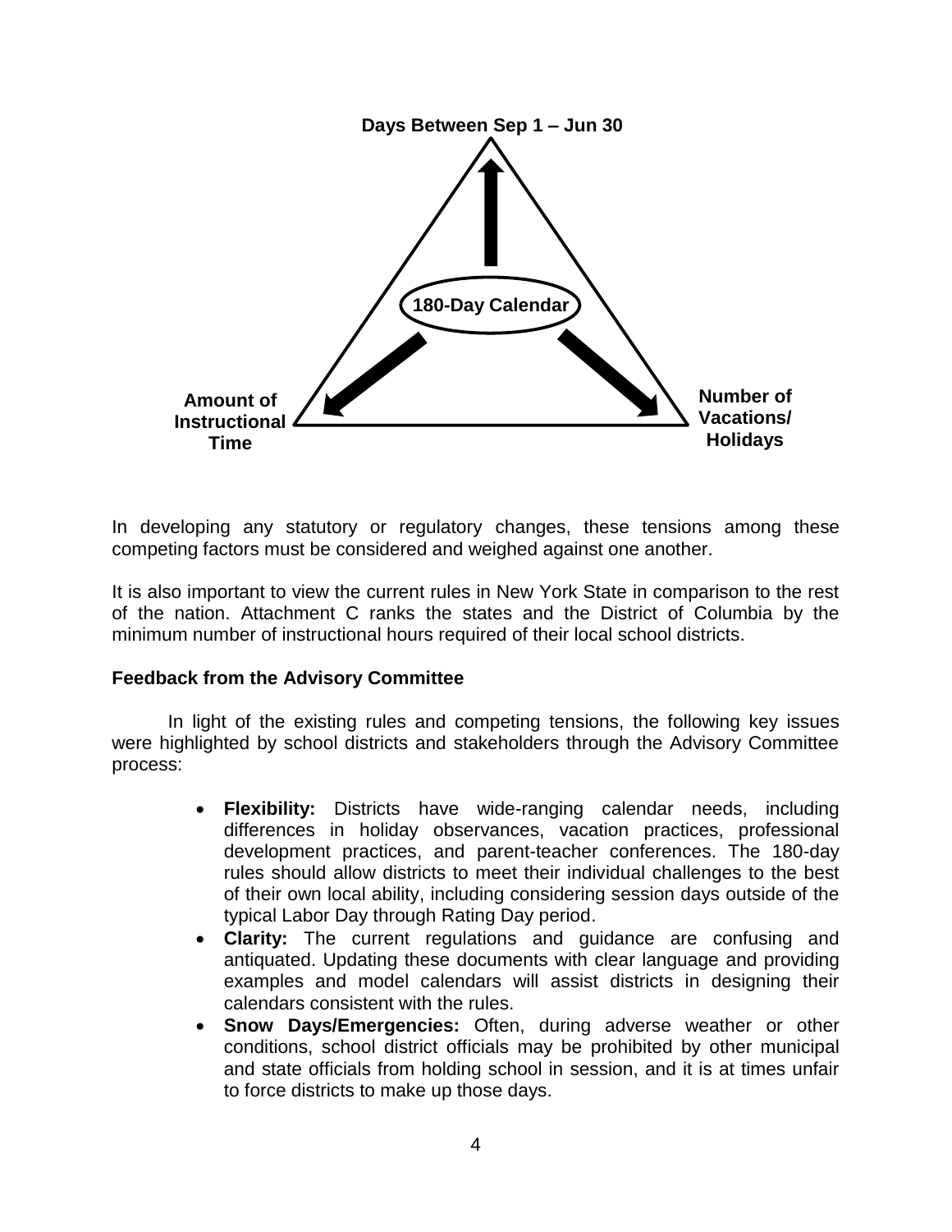Days Between Sep 1 – Jun 30

180-Day Calendar

Amount of Instructional Time

Number of Vacations/ Holidays

In developing any statutory or regulatory changes, these tensions among these competing factors must be considered and weighed against one another.

It is also important to view the current rules in New York State in comparison to the rest of the nation. Attachment C ranks the states and the District of Columbia by the minimum number of instructional hours required of their local school districts.

**Feedback from the Advisory Committee**

In light of the existing rules and competing tensions, the following key issues were highlighted by school districts and stakeholders through the Advisory Committee process:

- **Flexibility:** Districts have wide-ranging calendar needs, including differences in holiday observances, vacation practices, professional development practices, and parent-teacher conferences. The 180-day rules should allow districts to meet their individual challenges to the best of their own local ability, including considering session days outside of the typical Labor Day through Rating Day period.
- **Clarity:** The current regulations and guidance are confusing and antiquated. Updating these documents with clear language and providing examples and model calendars will assist districts in designing their calendars consistent with the rules.
- **Snow Days/Emergencies:** Often, during adverse weather or other conditions, school district officials may be prohibited by other municipal and state officials from holding school in session, and it is at times unfair to force districts to make up those days.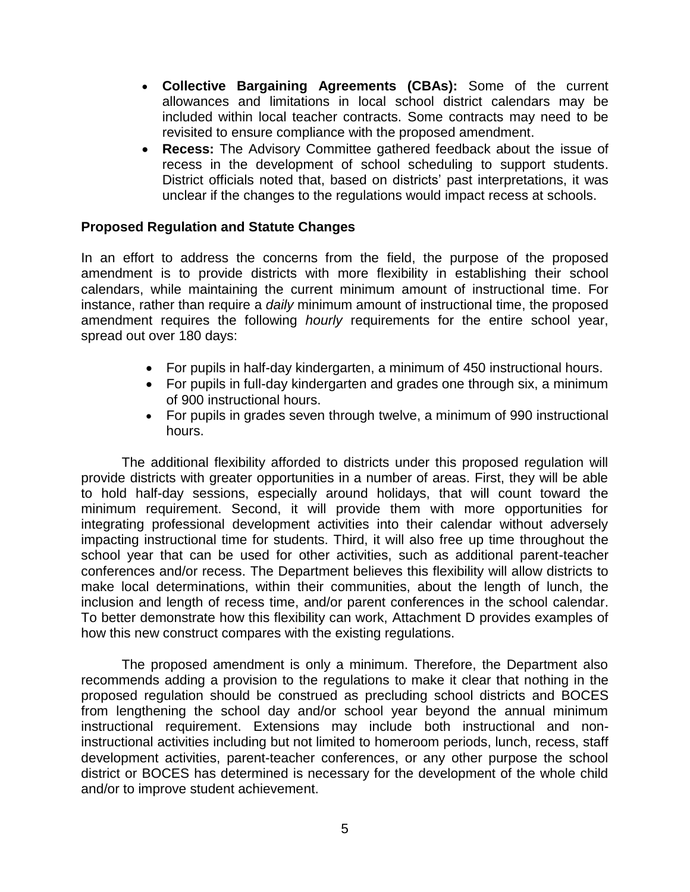- **Collective Bargaining Agreements (CBAs):** Some of the current allowances and limitations in local school district calendars may be included within local teacher contracts. Some contracts may need to be revisited to ensure compliance with the proposed amendment.
- **Recess:** The Advisory Committee gathered feedback about the issue of recess in the development of school scheduling to support students. District officials noted that, based on districts' past interpretations, it was unclear if the changes to the regulations would impact recess at schools.

**Proposed Regulation and Statute Changes**

In an effort to address the concerns from the field, the purpose of the proposed amendment is to provide districts with more flexibility in establishing their school calendars, while maintaining the current minimum amount of instructional time. For instance, rather than require a *daily* minimum amount of instructional time, the proposed amendment requires the following *hourly* requirements for the entire school year, spread out over 180 days:

- For pupils in half-day kindergarten, a minimum of 450 instructional hours.
- For pupils in full-day kindergarten and grades one through six, a minimum of 900 instructional hours.
- For pupils in grades seven through twelve, a minimum of 990 instructional hours.

The additional flexibility afforded to districts under this proposed regulation will provide districts with greater opportunities in a number of areas. First, they will be able to hold half-day sessions, especially around holidays, that will count toward the minimum requirement. Second, it will provide them with more opportunities for integrating professional development activities into their calendar without adversely impacting instructional time for students. Third, it will also free up time throughout the school year that can be used for other activities, such as additional parent-teacher conferences and/or recess. The Department believes this flexibility will allow districts to make local determinations, within their communities, about the length of lunch, the inclusion and length of recess time, and/or parent conferences in the school calendar. To better demonstrate how this flexibility can work, Attachment D provides examples of how this new construct compares with the existing regulations.

The proposed amendment is only a minimum. Therefore, the Department also recommends adding a provision to the regulations to make it clear that nothing in the proposed regulation should be construed as precluding school districts and BOCES from lengthening the school day and/or school year beyond the annual minimum instructional requirement. Extensions may include both instructional and non-instructional activities including but not limited to homeroom periods, lunch, recess, staff development activities, parent-teacher conferences, or any other purpose the school district or BOCES has determined is necessary for the development of the whole child and/or to improve student achievement.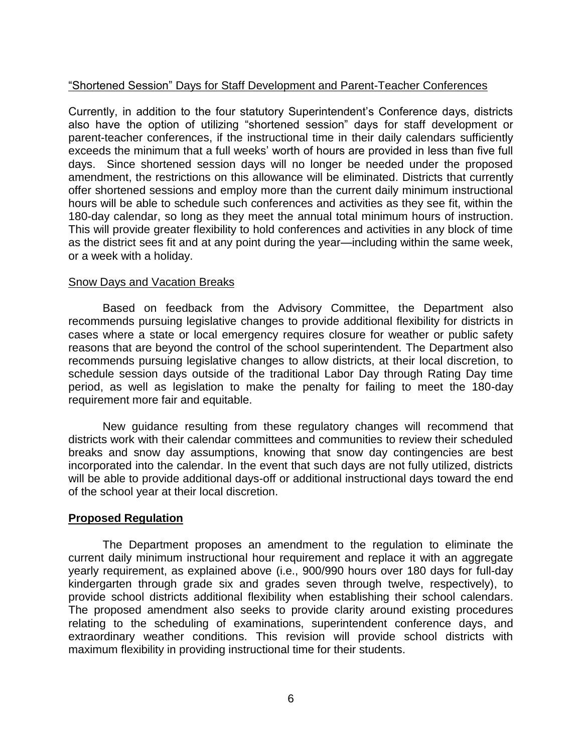<u>"Shortened Session" Days for Staff Development and Parent-Teacher Conferences</u>

Currently, in addition to the four statutory Superintendent's Conference days, districts also have the option of utilizing "shortened session" days for staff development or parent-teacher conferences, if the instructional time in their daily calendars sufficiently exceeds the minimum that a full weeks' worth of hours are provided in less than five full days. Since shortened session days will no longer be needed under the proposed amendment, the restrictions on this allowance will be eliminated. Districts that currently offer shortened sessions and employ more than the current daily minimum instructional hours will be able to schedule such conferences and activities as they see fit, within the 180-day calendar, so long as they meet the annual total minimum hours of instruction. This will provide greater flexibility to hold conferences and activities in any block of time as the district sees fit and at any point during the year—including within the same week, or a week with a holiday.

<u>Snow Days and Vacation Breaks</u>

Based on feedback from the Advisory Committee, the Department also recommends pursuing legislative changes to provide additional flexibility for districts in cases where a state or local emergency requires closure for weather or public safety reasons that are beyond the control of the school superintendent. The Department also recommends pursuing legislative changes to allow districts, at their local discretion, to schedule session days outside of the traditional Labor Day through Rating Day time period, as well as legislation to make the penalty for failing to meet the 180-day requirement more fair and equitable.

New guidance resulting from these regulatory changes will recommend that districts work with their calendar committees and communities to review their scheduled breaks and snow day assumptions, knowing that snow day contingencies are best incorporated into the calendar. In the event that such days are not fully utilized, districts will be able to provide additional days-off or additional instructional days toward the end of the school year at their local discretion.

## **<u>Proposed Regulation</u>**

The Department proposes an amendment to the regulation to eliminate the current daily minimum instructional hour requirement and replace it with an aggregate yearly requirement, as explained above (i.e., 900/990 hours over 180 days for full-day kindergarten through grade six and grades seven through twelve, respectively), to provide school districts additional flexibility when establishing their school calendars. The proposed amendment also seeks to provide clarity around existing procedures relating to the scheduling of examinations, superintendent conference days, and extraordinary weather conditions. This revision will provide school districts with maximum flexibility in providing instructional time for their students.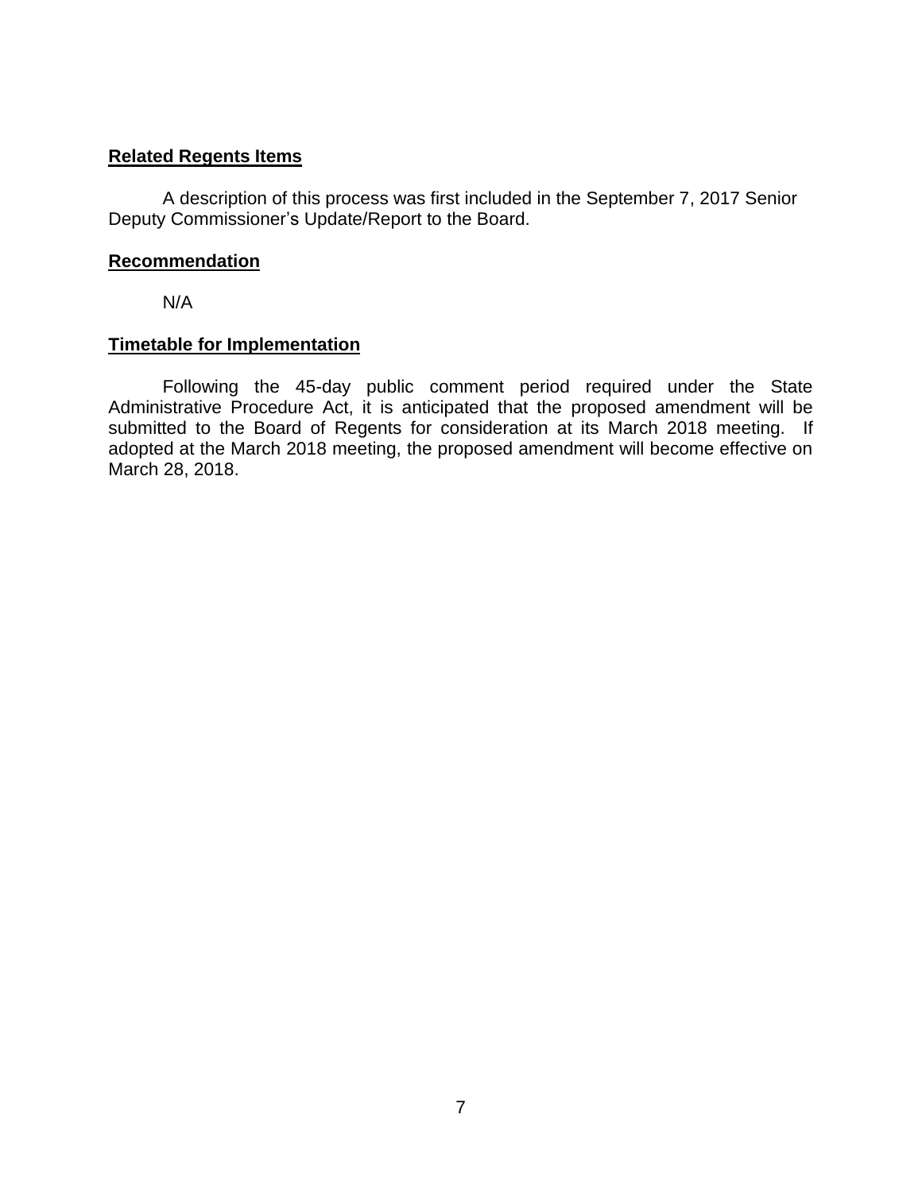**Related Regents Items**

A description of this process was first included in the September 7, 2017 Senior Deputy Commissioner's Update/Report to the Board.

**Recommendation**

N/A

**Timetable for Implementation**

Following the 45-day public comment period required under the State Administrative Procedure Act, it is anticipated that the proposed amendment will be submitted to the Board of Regents for consideration at its March 2018 meeting. If adopted at the March 2018 meeting, the proposed amendment will become effective on March 28, 2018.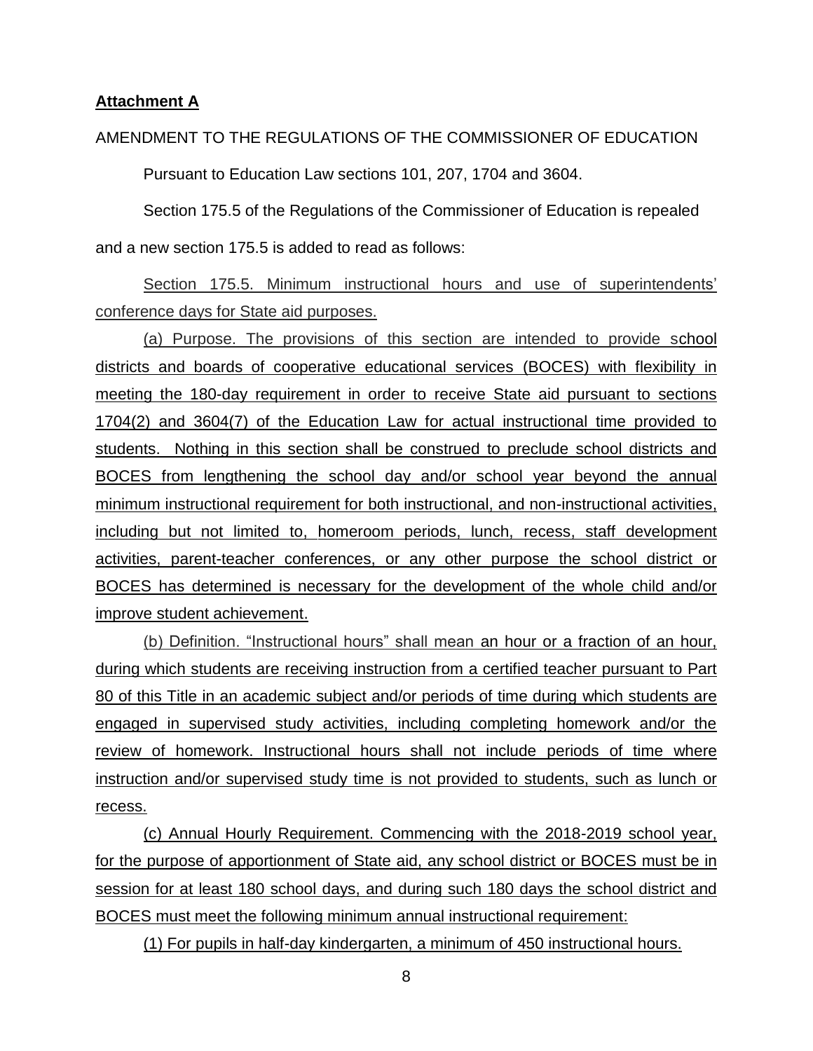**Attachment A**

AMENDMENT TO THE REGULATIONS OF THE COMMISSIONER OF EDUCATION

Pursuant to Education Law sections 101, 207, 1704 and 3604.

Section 175.5 of the Regulations of the Commissioner of Education is repealed and a new section 175.5 is added to read as follows:

Section 175.5. Minimum instructional hours and use of superintendents' conference days for State aid purposes.

(a) Purpose. The provisions of this section are intended to provide school districts and boards of cooperative educational services (BOCES) with flexibility in meeting the 180-day requirement in order to receive State aid pursuant to sections 1704(2) and 3604(7) of the Education Law for actual instructional time provided to students. Nothing in this section shall be construed to preclude school districts and BOCES from lengthening the school day and/or school year beyond the annual minimum instructional requirement for both instructional, and non-instructional activities, including but not limited to, homeroom periods, lunch, recess, staff development activities, parent-teacher conferences, or any other purpose the school district or BOCES has determined is necessary for the development of the whole child and/or improve student achievement.

(b) Definition. "Instructional hours" shall mean an hour or a fraction of an hour, during which students are receiving instruction from a certified teacher pursuant to Part 80 of this Title in an academic subject and/or periods of time during which students are engaged in supervised study activities, including completing homework and/or the review of homework. Instructional hours shall not include periods of time where instruction and/or supervised study time is not provided to students, such as lunch or recess.

(c) Annual Hourly Requirement. Commencing with the 2018-2019 school year, for the purpose of apportionment of State aid, any school district or BOCES must be in session for at least 180 school days, and during such 180 days the school district and BOCES must meet the following minimum annual instructional requirement:

(1) For pupils in half-day kindergarten, a minimum of 450 instructional hours.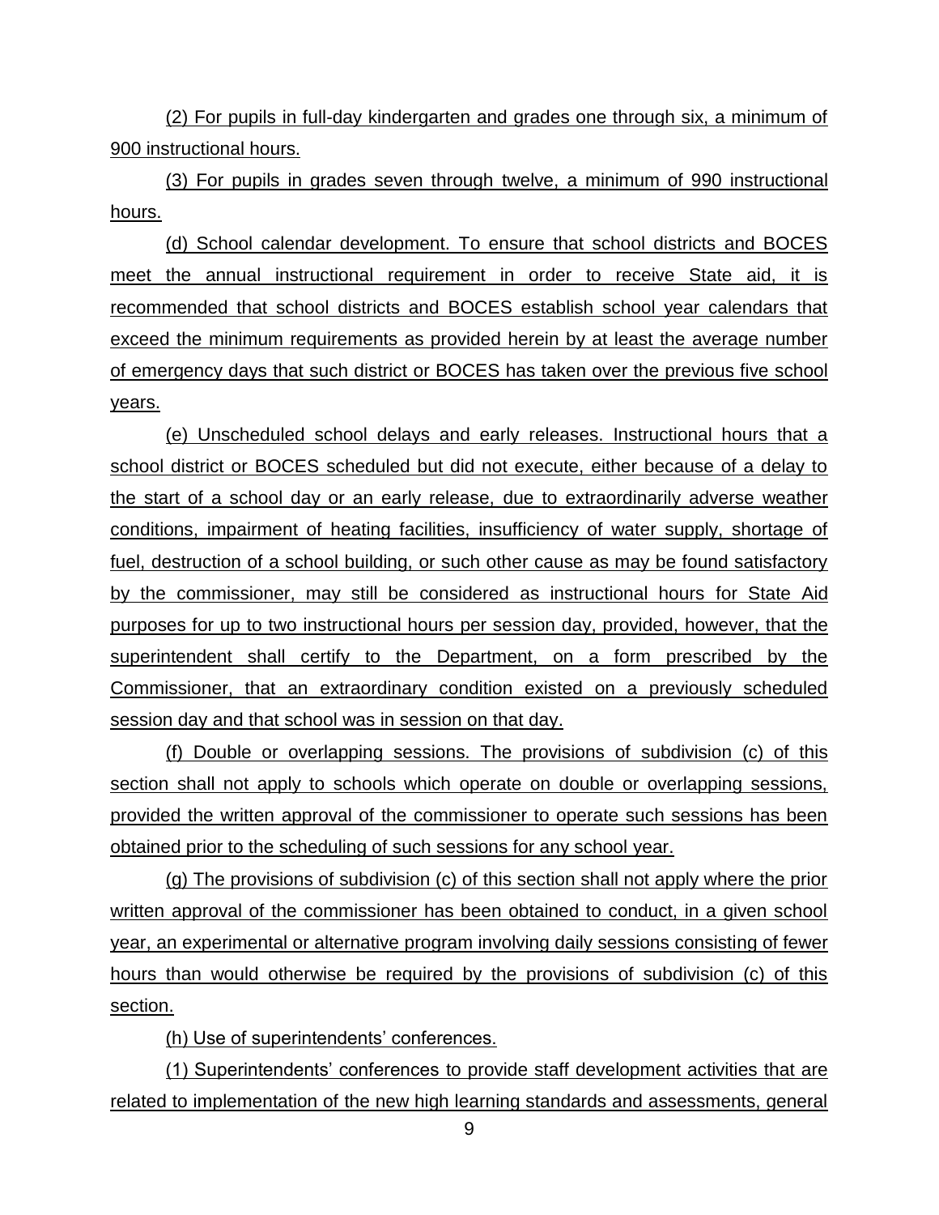(2) For pupils in full-day kindergarten and grades one through six, a minimum of 900 instructional hours.

(3) For pupils in grades seven through twelve, a minimum of 990 instructional hours.

(d) School calendar development. To ensure that school districts and BOCES meet the annual instructional requirement in order to receive State aid, it is recommended that school districts and BOCES establish school year calendars that exceed the minimum requirements as provided herein by at least the average number of emergency days that such district or BOCES has taken over the previous five school years.

(e) Unscheduled school delays and early releases. Instructional hours that a school district or BOCES scheduled but did not execute, either because of a delay to the start of a school day or an early release, due to extraordinarily adverse weather conditions, impairment of heating facilities, insufficiency of water supply, shortage of fuel, destruction of a school building, or such other cause as may be found satisfactory by the commissioner, may still be considered as instructional hours for State Aid purposes for up to two instructional hours per session day, provided, however, that the superintendent shall certify to the Department, on a form prescribed by the Commissioner, that an extraordinary condition existed on a previously scheduled session day and that school was in session on that day.

(f) Double or overlapping sessions. The provisions of subdivision (c) of this section shall not apply to schools which operate on double or overlapping sessions, provided the written approval of the commissioner to operate such sessions has been obtained prior to the scheduling of such sessions for any school year.

(g) The provisions of subdivision (c) of this section shall not apply where the prior written approval of the commissioner has been obtained to conduct, in a given school year, an experimental or alternative program involving daily sessions consisting of fewer hours than would otherwise be required by the provisions of subdivision (c) of this section.

(h) Use of superintendents' conferences.

(1) Superintendents' conferences to provide staff development activities that are related to implementation of the new high learning standards and assessments, general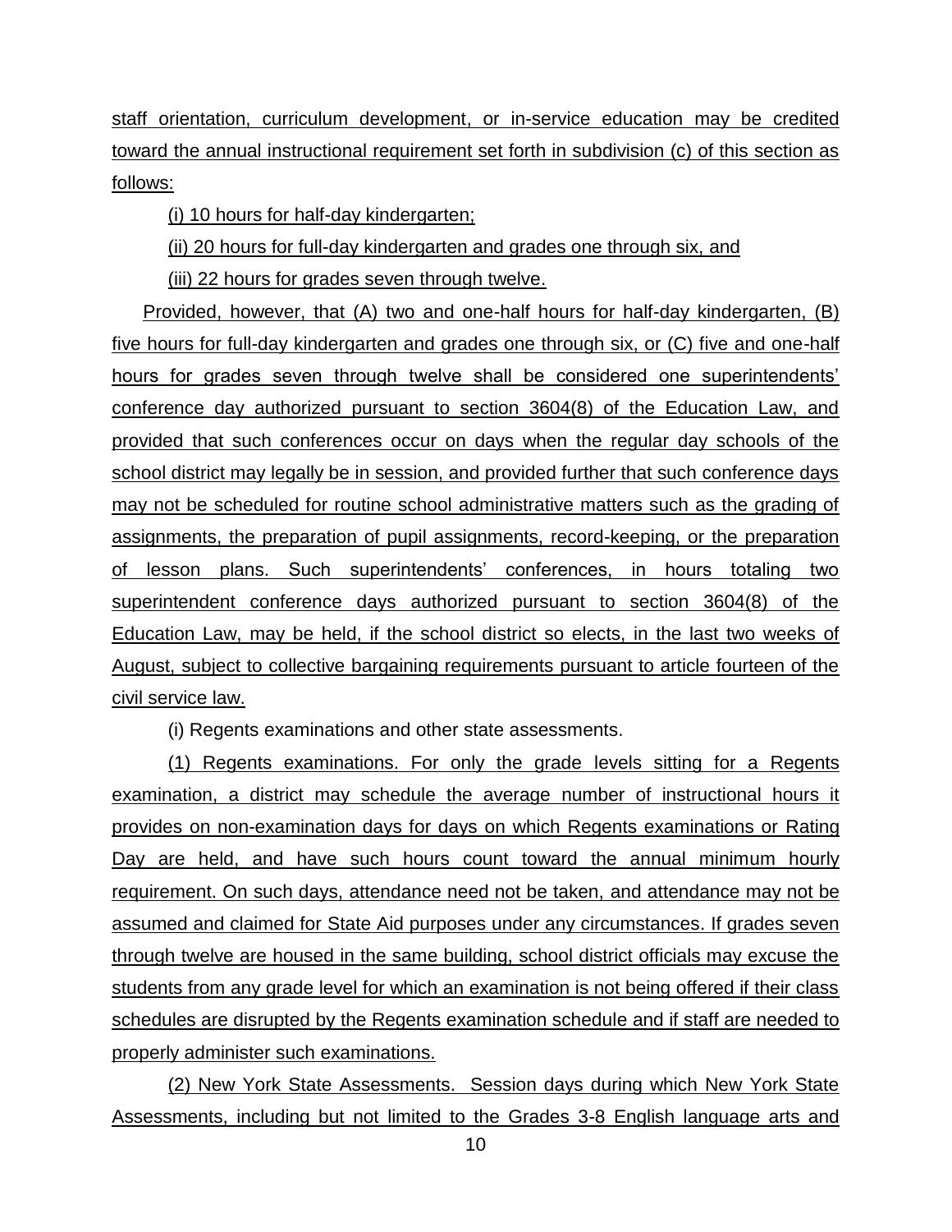staff orientation, curriculum development, or in-service education may be credited toward the annual instructional requirement set forth in subdivision (c) of this section as follows:

(i) 10 hours for half-day kindergarten;

(ii) 20 hours for full-day kindergarten and grades one through six, and

(iii) 22 hours for grades seven through twelve.

Provided, however, that (A) two and one-half hours for half-day kindergarten, (B) five hours for full-day kindergarten and grades one through six, or (C) five and one-half hours for grades seven through twelve shall be considered one superintendents' conference day authorized pursuant to section 3604(8) of the Education Law, and provided that such conferences occur on days when the regular day schools of the school district may legally be in session, and provided further that such conference days may not be scheduled for routine school administrative matters such as the grading of assignments, the preparation of pupil assignments, record-keeping, or the preparation of lesson plans. Such superintendents' conferences, in hours totaling two superintendent conference days authorized pursuant to section 3604(8) of the Education Law, may be held, if the school district so elects, in the last two weeks of August, subject to collective bargaining requirements pursuant to article fourteen of the civil service law.

(i) Regents examinations and other state assessments.

(1) Regents examinations. For only the grade levels sitting for a Regents examination, a district may schedule the average number of instructional hours it provides on non-examination days for days on which Regents examinations or Rating Day are held, and have such hours count toward the annual minimum hourly requirement. On such days, attendance need not be taken, and attendance may not be assumed and claimed for State Aid purposes under any circumstances. If grades seven through twelve are housed in the same building, school district officials may excuse the students from any grade level for which an examination is not being offered if their class schedules are disrupted by the Regents examination schedule and if staff are needed to properly administer such examinations.

(2) New York State Assessments. Session days during which New York State Assessments, including but not limited to the Grades 3-8 English language arts and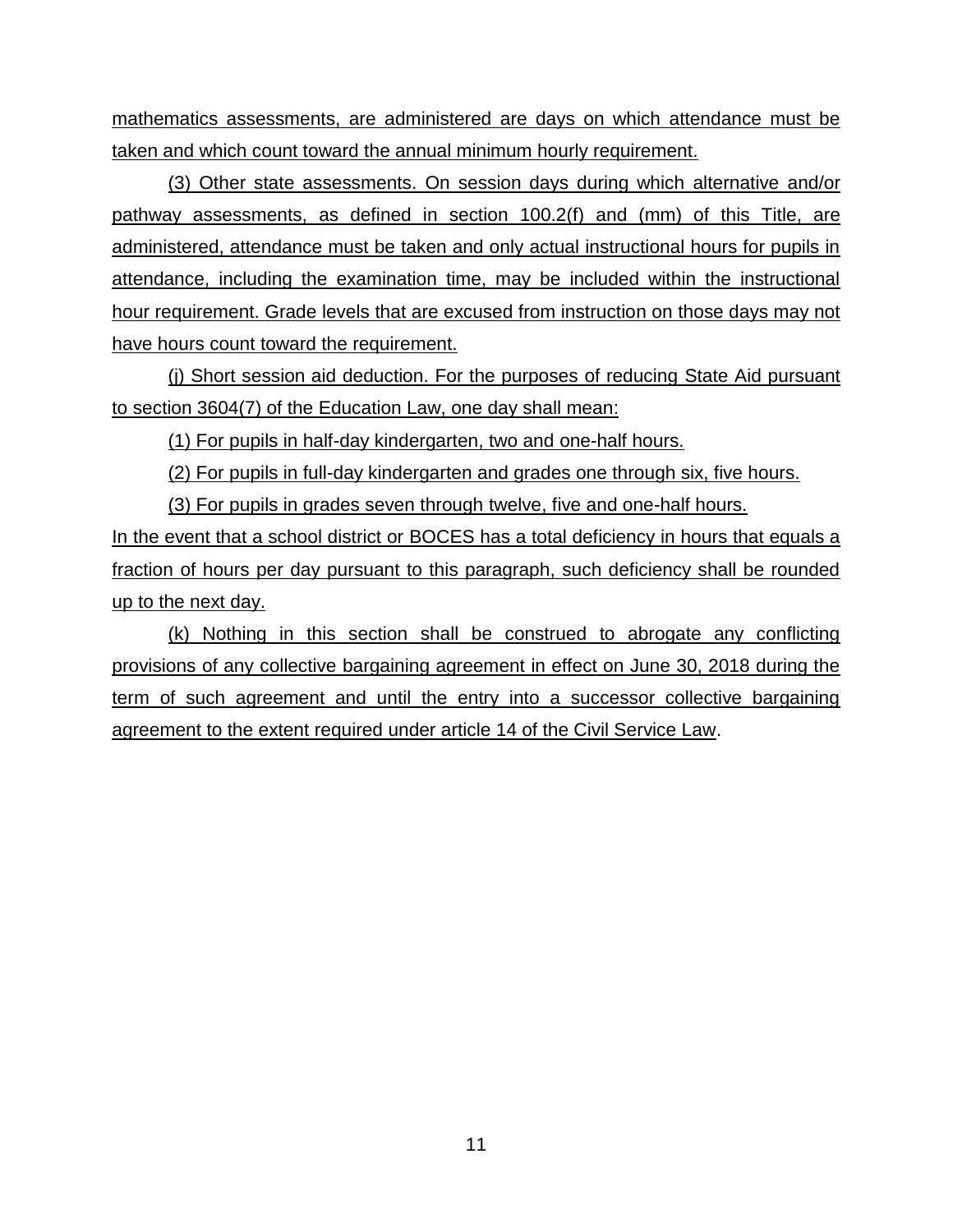mathematics assessments, are administered are days on which attendance must be taken and which count toward the annual minimum hourly requirement.

(3) Other state assessments. On session days during which alternative and/or pathway assessments, as defined in section 100.2(f) and (mm) of this Title, are administered, attendance must be taken and only actual instructional hours for pupils in attendance, including the examination time, may be included within the instructional hour requirement. Grade levels that are excused from instruction on those days may not have hours count toward the requirement.

(j) Short session aid deduction. For the purposes of reducing State Aid pursuant to section 3604(7) of the Education Law, one day shall mean:

(1) For pupils in half-day kindergarten, two and one-half hours.

(2) For pupils in full-day kindergarten and grades one through six, five hours.

(3) For pupils in grades seven through twelve, five and one-half hours.

In the event that a school district or BOCES has a total deficiency in hours that equals a fraction of hours per day pursuant to this paragraph, such deficiency shall be rounded up to the next day.

(k) Nothing in this section shall be construed to abrogate any conflicting provisions of any collective bargaining agreement in effect on June 30, 2018 during the term of such agreement and until the entry into a successor collective bargaining agreement to the extent required under article 14 of the Civil Service Law.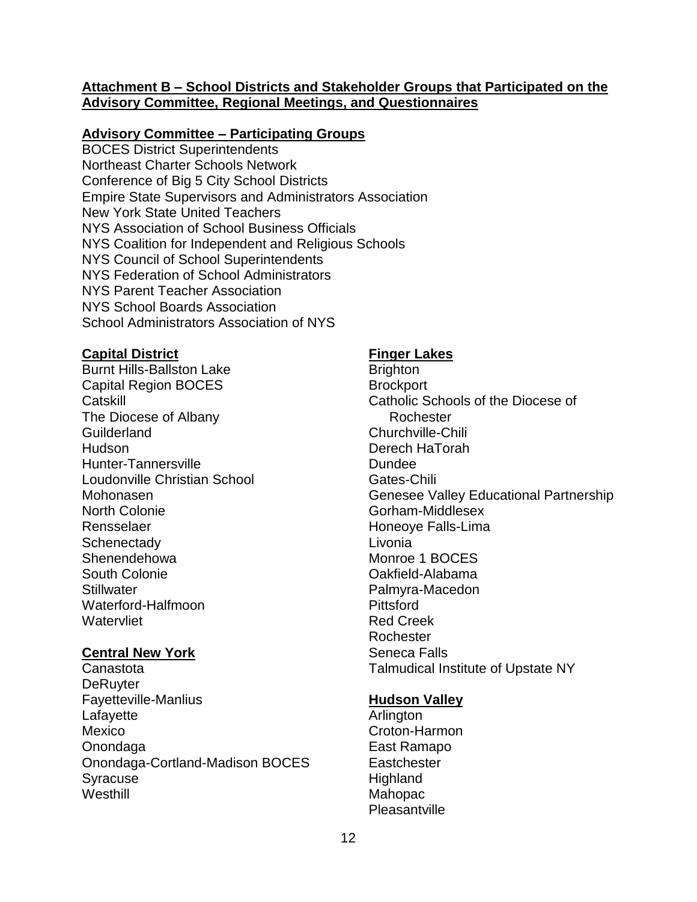**Attachment B – School Districts and Stakeholder Groups that Participated on the Advisory Committee, Regional Meetings, and Questionnaires**

**Advisory Committee – Participating Groups**

BOCES District Superintendents
Northeast Charter Schools Network
Conference of Big 5 City School Districts
Empire State Supervisors and Administrators Association
New York State United Teachers
NYS Association of School Business Officials
NYS Coalition for Independent and Religious Schools
NYS Council of School Superintendents
NYS Federation of School Administrators
NYS Parent Teacher Association
NYS School Boards Association
School Administrators Association of NYS

**Capital District**

Burnt Hills-Ballston Lake
Capital Region BOCES
Catskill
The Diocese of Albany
Guilderland
Hudson
Hunter-Tannersville
Loudonville Christian School
Mohonasen
North Colonie
Rensselaer
Schenectady
Shenendehowa
South Colonie
Stillwater
Waterford-Halfmoon
Watervliet

**Central New York**

Canastota
DeRuyter
Fayetteville-Manlius
Lafayette
Mexico
Onondaga
Onondaga-Cortland-Madison BOCES
Syracuse
Westhill

**Finger Lakes**

Brighton
Brockport
Catholic Schools of the Diocese of Rochester
Churchville-Chili
Derech HaTorah
Dundee
Gates-Chili
Genesee Valley Educational Partnership
Gorham-Middlesex
Honeoye Falls-Lima
Livonia
Monroe 1 BOCES
Oakfield-Alabama
Palmyra-Macedon
Pittsford
Red Creek
Rochester
Seneca Falls
Talmudical Institute of Upstate NY

**Hudson Valley**

Arlington
Croton-Harmon
East Ramapo
Eastchester
Highland
Mahopac
Pleasantville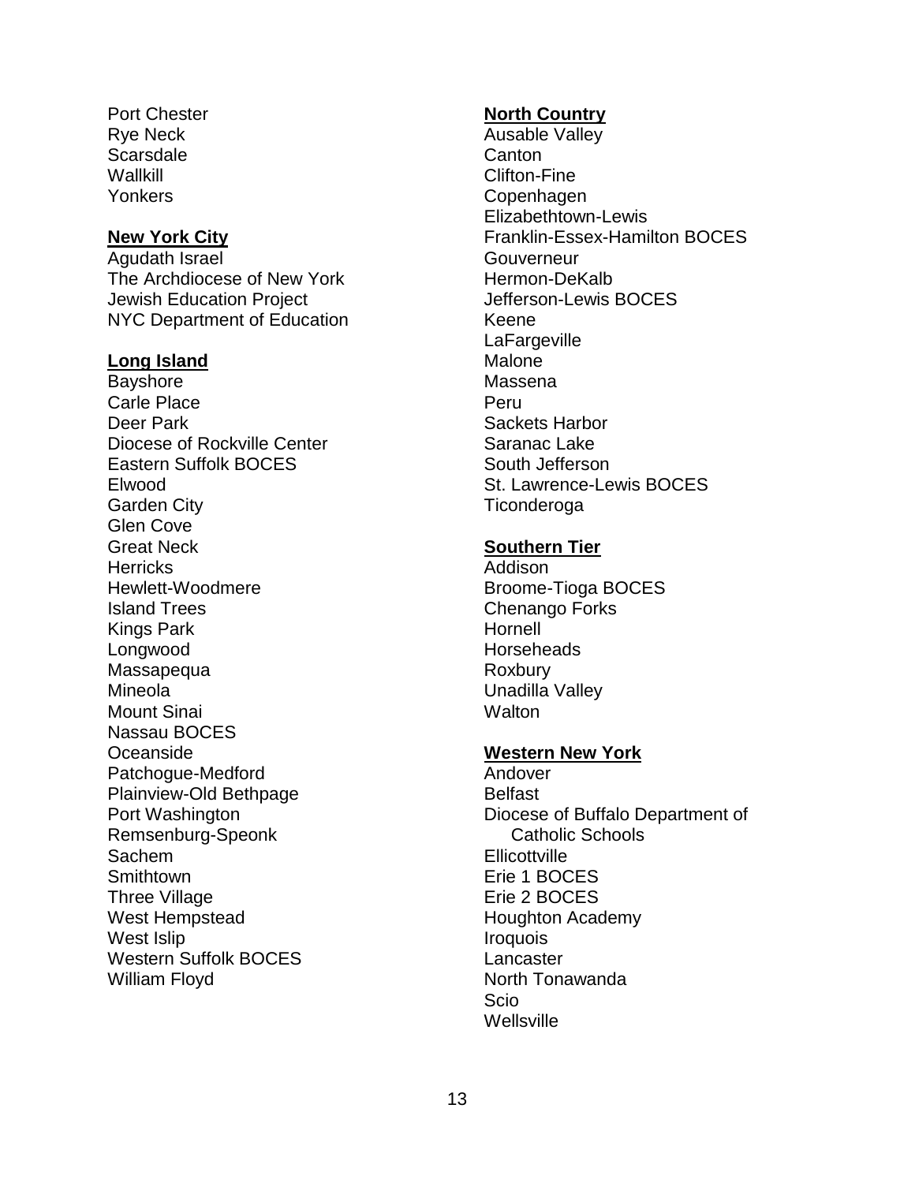Port Chester
Rye Neck
Scarsdale
Wallkill
Yonkers

**New York City**

Agudath Israel
The Archdiocese of New York
Jewish Education Project
NYC Department of Education

**Long Island**

Bayshore
Carle Place
Deer Park
Diocese of Rockville Center
Eastern Suffolk BOCES
Elwood
Garden City
Glen Cove
Great Neck
Herricks
Hewlett-Woodmere
Island Trees
Kings Park
Longwood
Massapequa
Mineola
Mount Sinai
Nassau BOCES
Oceanside
Patchogue-Medford
Plainview-Old Bethpage
Port Washington
Remsenburg-Speonk
Sachem
Smithtown
Three Village
West Hempstead
West Islip
Western Suffolk BOCES
William Floyd

**North Country**

Ausable Valley
Canton
Clifton-Fine
Copenhagen
Elizabethtown-Lewis
Franklin-Essex-Hamilton BOCES
Gouverneur
Hermon-DeKalb
Jefferson-Lewis BOCES
Keene
LaFargeville
Malone
Massena
Peru
Sackets Harbor
Saranac Lake
South Jefferson
St. Lawrence-Lewis BOCES
Ticonderoga

**Southern Tier**

Addison
Broome-Tioga BOCES
Chenango Forks
Hornell
Horseheads
Roxbury
Unadilla Valley
Walton

**Western New York**

Andover
Belfast
Diocese of Buffalo Department of Catholic Schools
Ellicottville
Erie 1 BOCES
Erie 2 BOCES
Houghton Academy
Iroquois
Lancaster
North Tonawanda
Scio
Wellsville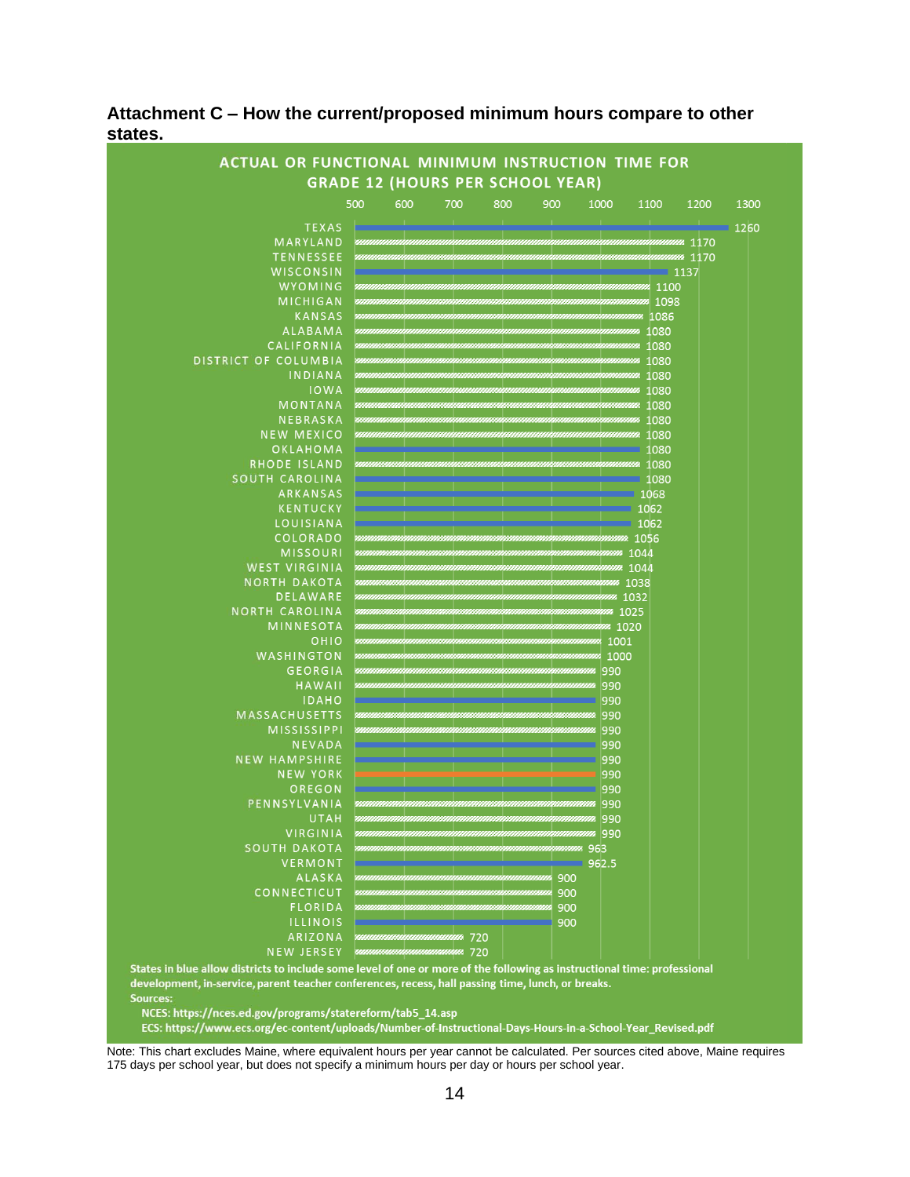### Attachment C – How the current/proposed minimum hours compare to other states.

**ACTUAL OR FUNCTIONAL MINIMUM INSTRUCTION TIME FOR GRADE 12 (HOURS PER SCHOOL YEAR)**

| State | Hours |
|---|---|
| TEXAS | 1260 |
| MARYLAND | 1170 |
| TENNESSEE | 1170 |
| WISCONSIN | 1137 |
| WYOMING | 1100 |
| MICHIGAN | 1098 |
| KANSAS | 1086 |
| ALABAMA | 1080 |
| CALIFORNIA | 1080 |
| DISTRICT OF COLUMBIA | 1080 |
| INDIANA | 1080 |
| IOWA | 1080 |
| MONTANA | 1080 |
| NEBRASKA | 1080 |
| NEW MEXICO | 1080 |
| OKLAHOMA | 1080 |
| RHODE ISLAND | 1080 |
| SOUTH CAROLINA | 1080 |
| ARKANSAS | 1068 |
| KENTUCKY | 1062 |
| LOUISIANA | 1062 |
| COLORADO | 1056 |
| MISSOURI | 1044 |
| WEST VIRGINIA | 1044 |
| NORTH DAKOTA | 1038 |
| DELAWARE | 1032 |
| NORTH CAROLINA | 1025 |
| MINNESOTA | 1020 |
| OHIO | 1001 |
| WASHINGTON | 1000 |
| GEORGIA | 990 |
| HAWAII | 990 |
| IDAHO | 990 |
| MASSACHUSETTS | 990 |
| MISSISSIPPI | 990 |
| NEVADA | 990 |
| NEW HAMPSHIRE | 990 |
| NEW YORK | 990 |
| OREGON | 990 |
| PENNSYLVANIA | 990 |
| UTAH | 990 |
| VIRGINIA | 990 |
| SOUTH DAKOTA | 963 |
| VERMONT | 962.5 |
| ALASKA | 900 |
| CONNECTICUT | 900 |
| FLORIDA | 900 |
| ILLINOIS | 900 |
| ARIZONA | 720 |
| NEW JERSEY | 720 |

**States in blue allow districts to include some level of one or more of the following as instructional time: professional development, in-service, parent teacher conferences, recess, hall passing time, lunch, or breaks.**

**Sources:**

**NCES: https://nces.ed.gov/programs/statereform/tab5_14.asp**

**ECS: https://www.ecs.org/ec-content/uploads/Number-of-Instructional-Days-Hours-in-a-School-Year_Revised.pdf**

Note: This chart excludes Maine, where equivalent hours per year cannot be calculated. Per sources cited above, Maine requires 175 days per school year, but does not specify a minimum hours per day or hours per school year.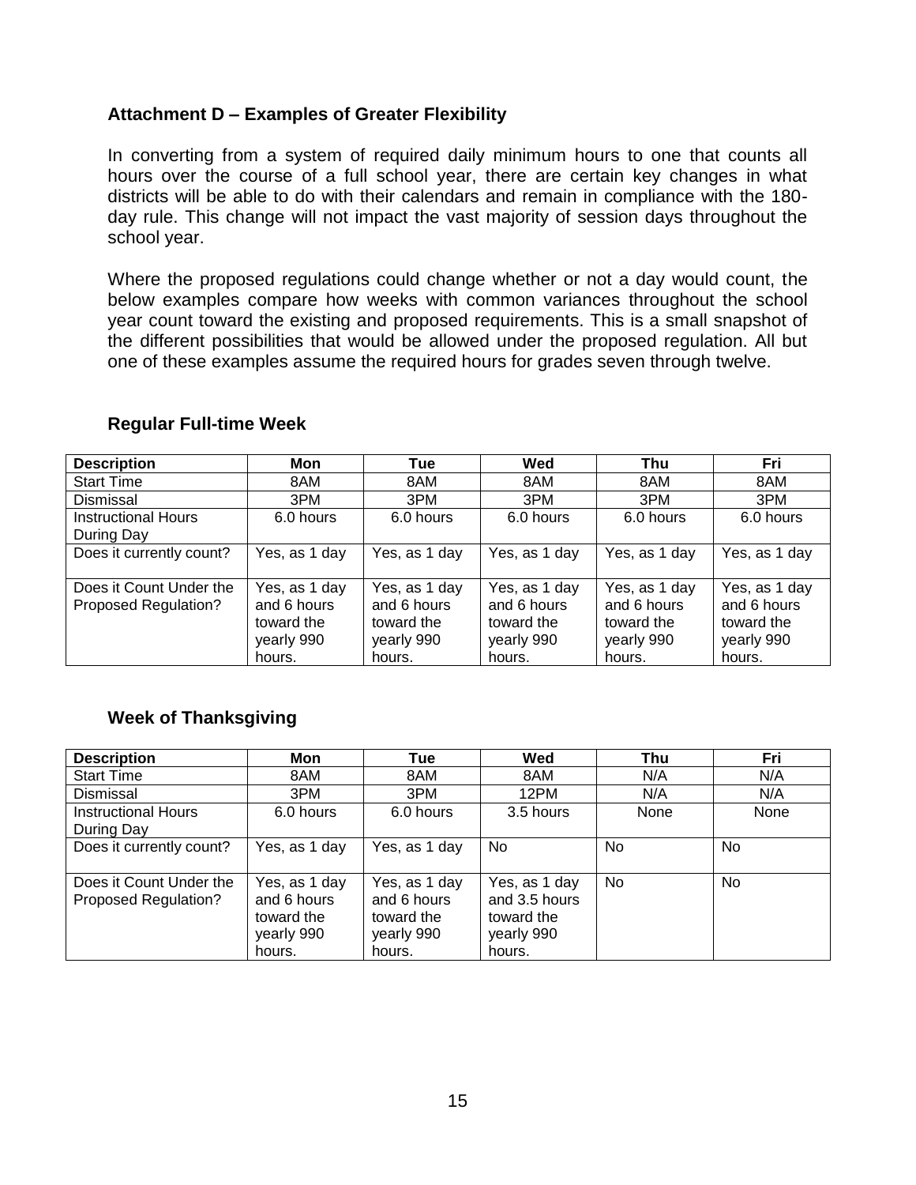## Attachment D – Examples of Greater Flexibility

In converting from a system of required daily minimum hours to one that counts all hours over the course of a full school year, there are certain key changes in what districts will be able to do with their calendars and remain in compliance with the 180-day rule. This change will not impact the vast majority of session days throughout the school year.

Where the proposed regulations could change whether or not a day would count, the below examples compare how weeks with common variances throughout the school year count toward the existing and proposed requirements. This is a small snapshot of the different possibilities that would be allowed under the proposed regulation. All but one of these examples assume the required hours for grades seven through twelve.

### Regular Full-time Week

| Description | Mon | Tue | Wed | Thu | Fri |
|---|---|---|---|---|---|
| Start Time | 8AM | 8AM | 8AM | 8AM | 8AM |
| Dismissal | 3PM | 3PM | 3PM | 3PM | 3PM |
| Instructional Hours During Day | 6.0 hours | 6.0 hours | 6.0 hours | 6.0 hours | 6.0 hours |
| Does it currently count? | Yes, as 1 day | Yes, as 1 day | Yes, as 1 day | Yes, as 1 day | Yes, as 1 day |
| Does it Count Under the Proposed Regulation? | Yes, as 1 day and 6 hours toward the yearly 990 hours. | Yes, as 1 day and 6 hours toward the yearly 990 hours. | Yes, as 1 day and 6 hours toward the yearly 990 hours. | Yes, as 1 day and 6 hours toward the yearly 990 hours. | Yes, as 1 day and 6 hours toward the yearly 990 hours. |

### Week of Thanksgiving

| Description | Mon | Tue | Wed | Thu | Fri |
|---|---|---|---|---|---|
| Start Time | 8AM | 8AM | 8AM | N/A | N/A |
| Dismissal | 3PM | 3PM | 12PM | N/A | N/A |
| Instructional Hours During Day | 6.0 hours | 6.0 hours | 3.5 hours | None | None |
| Does it currently count? | Yes, as 1 day | Yes, as 1 day | No | No | No |
| Does it Count Under the Proposed Regulation? | Yes, as 1 day and 6 hours toward the yearly 990 hours. | Yes, as 1 day and 6 hours toward the yearly 990 hours. | Yes, as 1 day and 3.5 hours toward the yearly 990 hours. | No | No |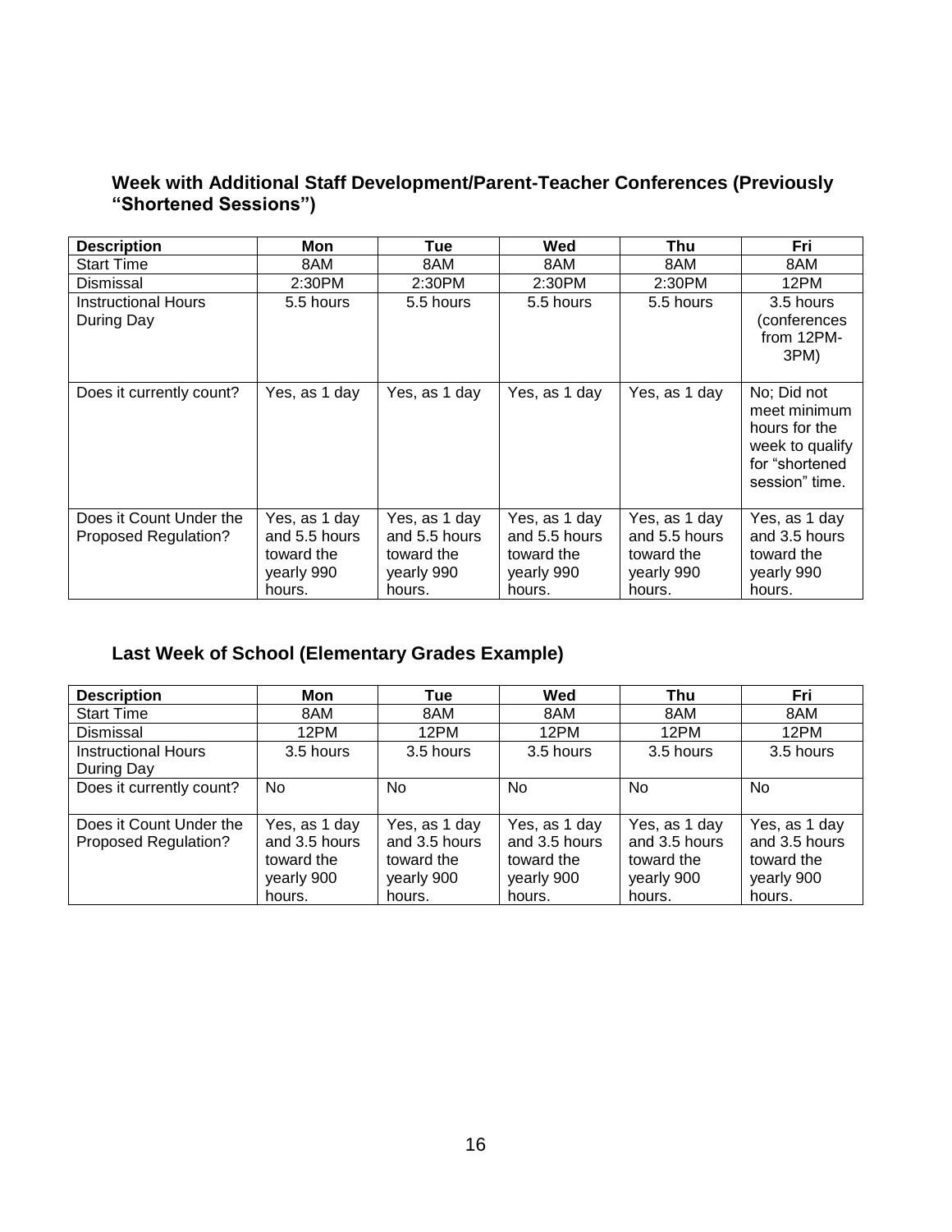### Week with Additional Staff Development/Parent-Teacher Conferences (Previously "Shortened Sessions")

| Description | Mon | Tue | Wed | Thu | Fri |
|---|---|---|---|---|---|
| Start Time | 8AM | 8AM | 8AM | 8AM | 8AM |
| Dismissal | 2:30PM | 2:30PM | 2:30PM | 2:30PM | 12PM |
| Instructional Hours During Day | 5.5 hours | 5.5 hours | 5.5 hours | 5.5 hours | 3.5 hours (conferences from 12PM-3PM) |
| Does it currently count? | Yes, as 1 day | Yes, as 1 day | Yes, as 1 day | Yes, as 1 day | No; Did not meet minimum hours for the week to qualify for "shortened session" time. |
| Does it Count Under the Proposed Regulation? | Yes, as 1 day and 5.5 hours toward the yearly 990 hours. | Yes, as 1 day and 5.5 hours toward the yearly 990 hours. | Yes, as 1 day and 5.5 hours toward the yearly 990 hours. | Yes, as 1 day and 5.5 hours toward the yearly 990 hours. | Yes, as 1 day and 3.5 hours toward the yearly 990 hours. |

### Last Week of School (Elementary Grades Example)

| Description | Mon | Tue | Wed | Thu | Fri |
|---|---|---|---|---|---|
| Start Time | 8AM | 8AM | 8AM | 8AM | 8AM |
| Dismissal | 12PM | 12PM | 12PM | 12PM | 12PM |
| Instructional Hours During Day | 3.5 hours | 3.5 hours | 3.5 hours | 3.5 hours | 3.5 hours |
| Does it currently count? | No | No | No | No | No |
| Does it Count Under the Proposed Regulation? | Yes, as 1 day and 3.5 hours toward the yearly 900 hours. | Yes, as 1 day and 3.5 hours toward the yearly 900 hours. | Yes, as 1 day and 3.5 hours toward the yearly 900 hours. | Yes, as 1 day and 3.5 hours toward the yearly 900 hours. | Yes, as 1 day and 3.5 hours toward the yearly 900 hours. |